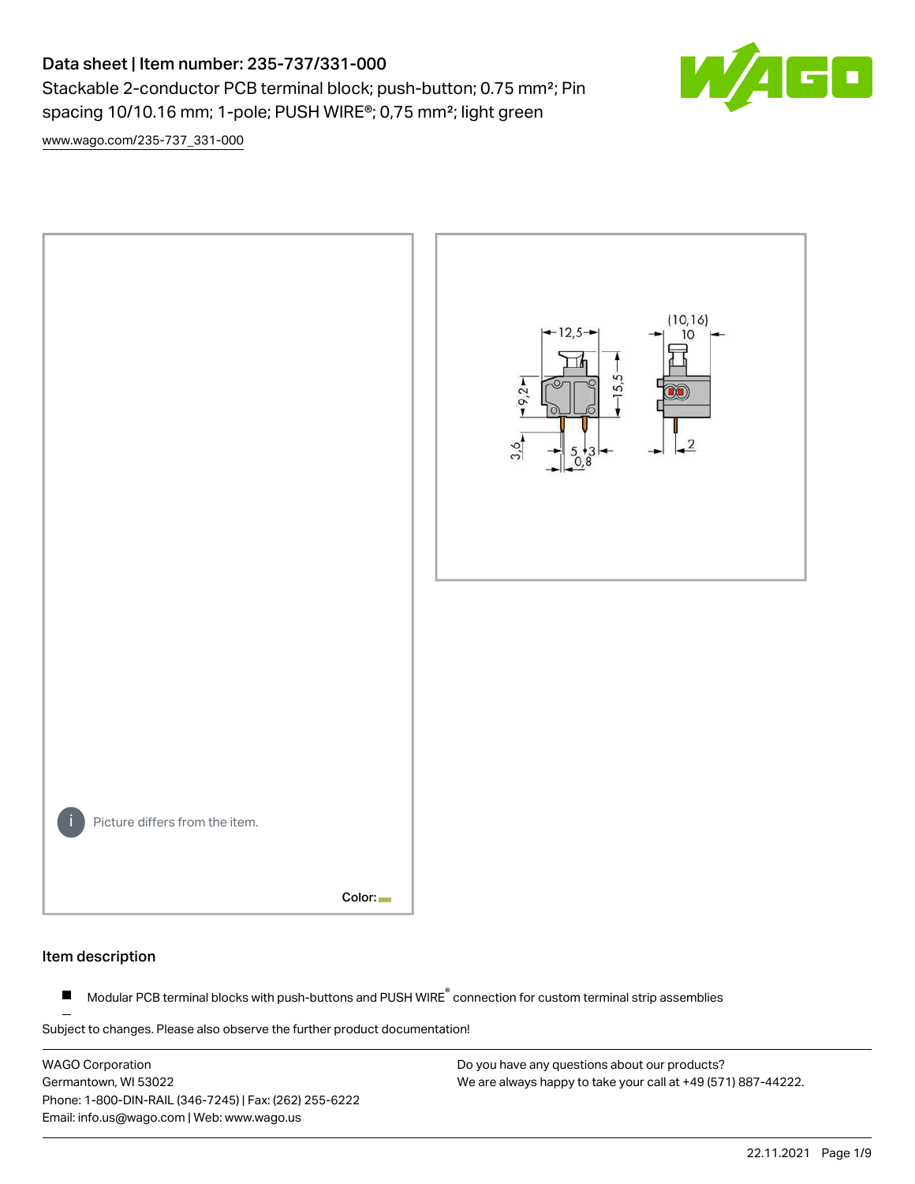# Data sheet | Item number: 235-737/331-000

Stackable 2-conductor PCB terminal block; push-button; 0.75 mm²; Pin spacing 10/10.16 mm; 1-pole; PUSH WIRE®; 0,75 mm²; light green

www.wago.com/235-737_331-000

Picture differs from the item.

Color:

## Item description

- Modular PCB terminal blocks with push-buttons and PUSH WIRE® connection for custom terminal strip assemblies

Subject to changes. Please also observe the further product documentation!

WAGO Corporation
Germantown, WI 53022
Phone: 1-800-DIN-RAIL (346-7245) | Fax: (262) 255-6222
Email: info.us@wago.com | Web: www.wago.us

Do you have any questions about our products?
We are always happy to take your call at +49 (571) 887-44222.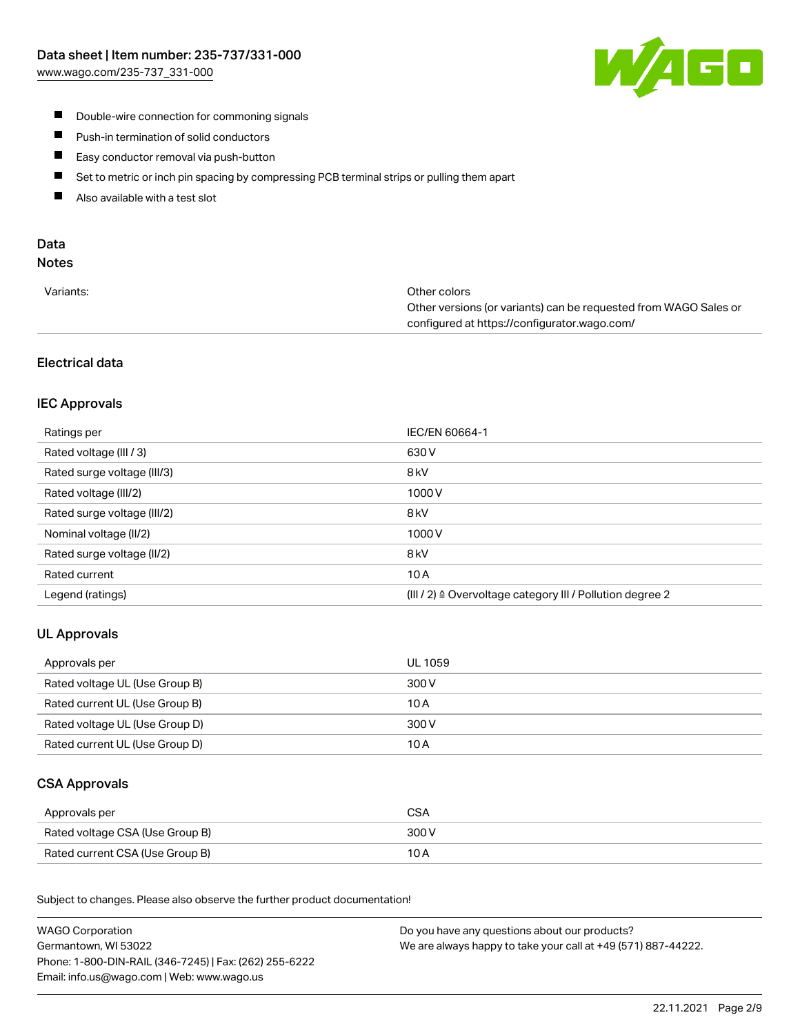- Double-wire connection for commoning signals
- Push-in termination of solid conductors
- Easy conductor removal via push-button
- Set to metric or inch pin spacing by compressing PCB terminal strips or pulling them apart
- Also available with a test slot

## Data

### Notes

| | |
|---|---|
| Variants: | Other colors<br>Other versions (or variants) can be requested from WAGO Sales or configured at https://configurator.wago.com/ |

### Electrical data

#### IEC Approvals

| | |
|---|---|
| Ratings per | IEC/EN 60664-1 |
| Rated voltage (III / 3) | 630 V |
| Rated surge voltage (III/3) | 8 kV |
| Rated voltage (III/2) | 1000 V |
| Rated surge voltage (III/2) | 8 kV |
| Nominal voltage (II/2) | 1000 V |
| Rated surge voltage (II/2) | 8 kV |
| Rated current | 10 A |
| Legend (ratings) | (III / 2) ≙ Overvoltage category III / Pollution degree 2 |

#### UL Approvals

| | |
|---|---|
| Approvals per | UL 1059 |
| Rated voltage UL (Use Group B) | 300 V |
| Rated current UL (Use Group B) | 10 A |
| Rated voltage UL (Use Group D) | 300 V |
| Rated current UL (Use Group D) | 10 A |

#### CSA Approvals

| | |
|---|---|
| Approvals per | CSA |
| Rated voltage CSA (Use Group B) | 300 V |
| Rated current CSA (Use Group B) | 10 A |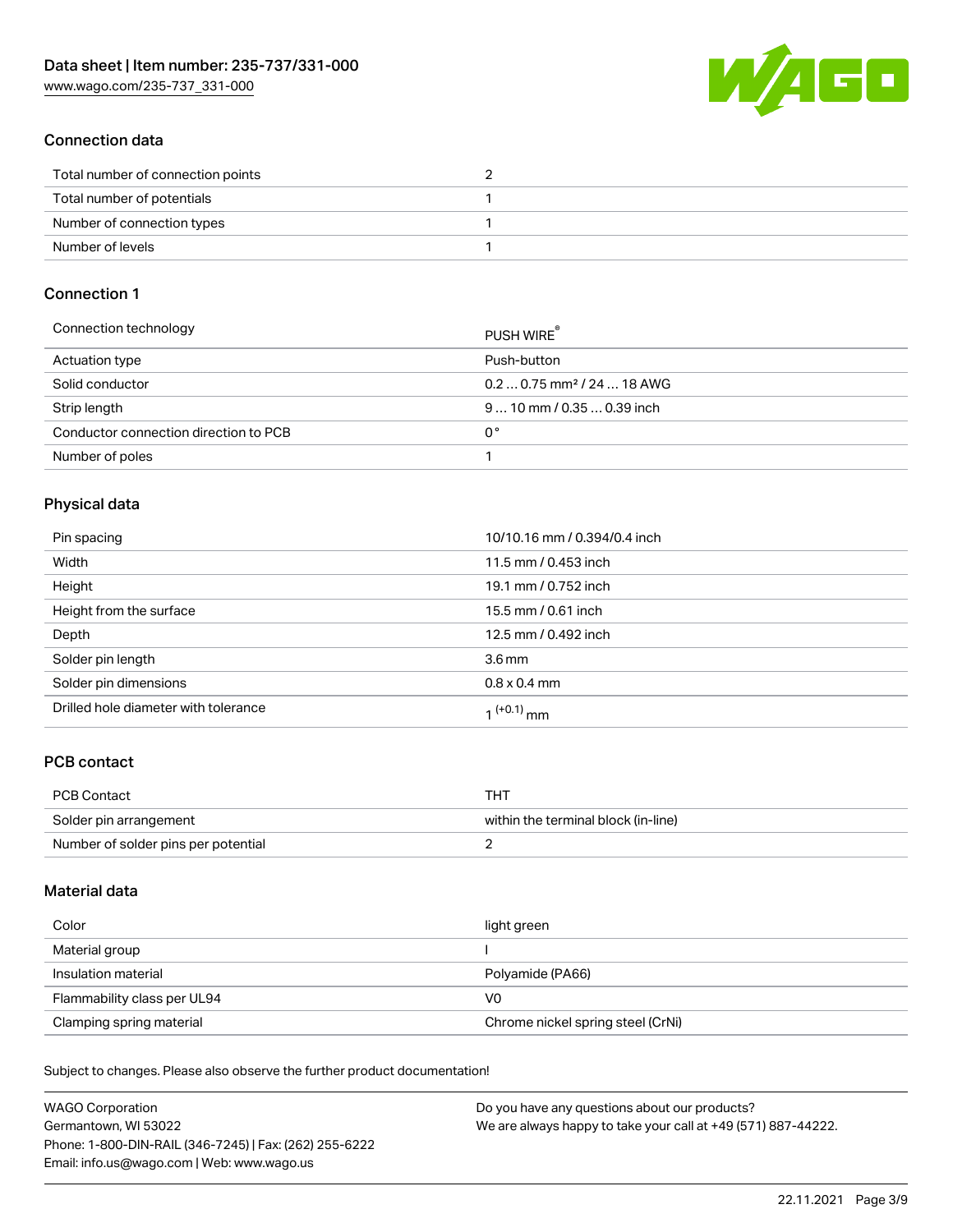## Connection data

| | |
|---|---|
| Total number of connection points | 2 |
| Total number of potentials | 1 |
| Number of connection types | 1 |
| Number of levels | 1 |

## Connection 1

| | |
|---|---|
| Connection technology | PUSH WIRE® |
| Actuation type | Push-button |
| Solid conductor | 0.2 … 0.75 mm² / 24 … 18 AWG |
| Strip length | 9 … 10 mm / 0.35 … 0.39 inch |
| Conductor connection direction to PCB | 0 ° |
| Number of poles | 1 |

## Physical data

| | |
|---|---|
| Pin spacing | 10/10.16 mm / 0.394/0.4 inch |
| Width | 11.5 mm / 0.453 inch |
| Height | 19.1 mm / 0.752 inch |
| Height from the surface | 15.5 mm / 0.61 inch |
| Depth | 12.5 mm / 0.492 inch |
| Solder pin length | 3.6 mm |
| Solder pin dimensions | 0.8 x 0.4 mm |
| Drilled hole diameter with tolerance | $1^{(+0.1)}$ mm |

## PCB contact

| | |
|---|---|
| PCB Contact | THT |
| Solder pin arrangement | within the terminal block (in-line) |
| Number of solder pins per potential | 2 |

## Material data

| | |
|---|---|
| Color | light green |
| Material group | I |
| Insulation material | Polyamide (PA66) |
| Flammability class per UL94 | V0 |
| Clamping spring material | Chrome nickel spring steel (CrNi) |

Subject to changes. Please also observe the further product documentation!

WAGO Corporation
Germantown, WI 53022
Phone: 1-800-DIN-RAIL (346-7245) | Fax: (262) 255-6222
Email: info.us@wago.com | Web: www.wago.us

Do you have any questions about our products?
We are always happy to take your call at +49 (571) 887-44222.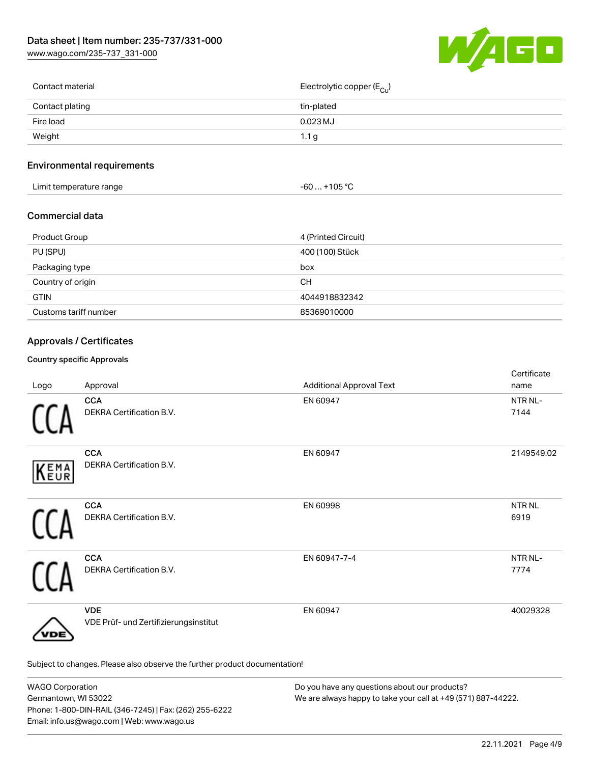| Contact material | Electrolytic copper ($E_{Cu}$) |
| --- | --- |
| Contact plating | tin-plated |
| Fire load | 0.023 MJ |
| Weight | 1.1 g |

## Environmental requirements

| Limit temperature range | -60 … +105 °C |
| --- | --- |

## Commercial data

| Product Group | 4 (Printed Circuit) |
| --- | --- |
| PU (SPU) | 400 (100) Stück |
| Packaging type | box |
| Country of origin | CH |
| GTIN | 4044918832342 |
| Customs tariff number | 85369010000 |

## Approvals / Certificates

### Country specific Approvals

| Logo | Approval | Additional Approval Text | Certificate name |
| --- | --- | --- | --- |
| CCA | **CCA** DEKRA Certification B.V. | EN 60947 | NTR NL-7144 |
| KEMA EUR | **CCA** DEKRA Certification B.V. | EN 60947 | 2149549.02 |
| CCA | **CCA** DEKRA Certification B.V. | EN 60998 | NTR NL 6919 |
| CCA | **CCA** DEKRA Certification B.V. | EN 60947-7-4 | NTR NL-7774 |
| VDE | **VDE** VDE Prüf- und Zertifizierungsinstitut | EN 60947 | 40029328 |

Subject to changes. Please also observe the further product documentation!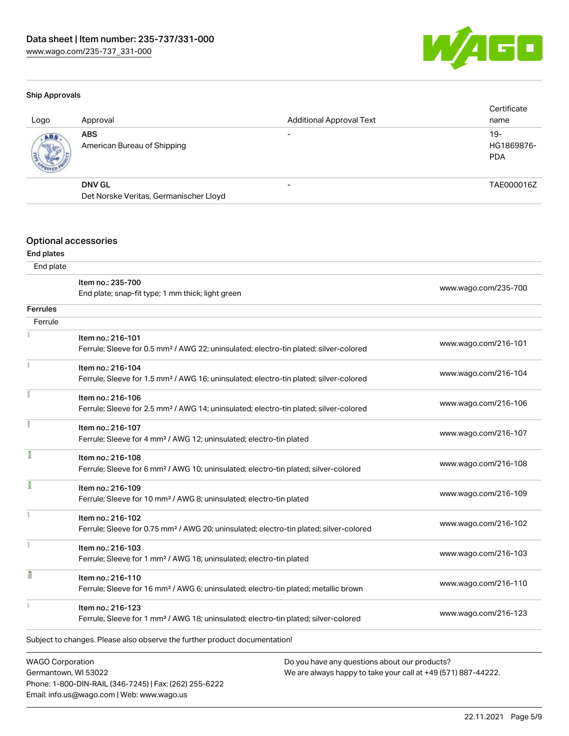### Ship Approvals

| Logo | Approval | Additional Approval Text | Certificate name |
|---|---|---|---|
| | **ABS** American Bureau of Shipping | - | 19-HG1869876-PDA |
| | **DNV GL** Det Norske Veritas, Germanischer Lloyd | - | TAE000016Z |

## Optional accessories

### End plates

End plate

| Item | Link |
|---|---|
| Item no.: 235-700<br>End plate; snap-fit type; 1 mm thick; light green | www.wago.com/235-700 |

### Ferrules

Ferrule

| Item | Link |
|---|---|
| Item no.: 216-101<br>Ferrule; Sleeve for 0.5 mm² / AWG 22; uninsulated; electro-tin plated; silver-colored | www.wago.com/216-101 |
| Item no.: 216-104<br>Ferrule; Sleeve for 1.5 mm² / AWG 16; uninsulated; electro-tin plated; silver-colored | www.wago.com/216-104 |
| Item no.: 216-106<br>Ferrule; Sleeve for 2.5 mm² / AWG 14; uninsulated; electro-tin plated; silver-colored | www.wago.com/216-106 |
| Item no.: 216-107<br>Ferrule; Sleeve for 4 mm² / AWG 12; uninsulated; electro-tin plated | www.wago.com/216-107 |
| Item no.: 216-108<br>Ferrule; Sleeve for 6 mm² / AWG 10; uninsulated; electro-tin plated; silver-colored | www.wago.com/216-108 |
| Item no.: 216-109<br>Ferrule; Sleeve for 10 mm² / AWG 8; uninsulated; electro-tin plated | www.wago.com/216-109 |
| Item no.: 216-102<br>Ferrule; Sleeve for 0.75 mm² / AWG 20; uninsulated; electro-tin plated; silver-colored | www.wago.com/216-102 |
| Item no.: 216-103<br>Ferrule; Sleeve for 1 mm² / AWG 18; uninsulated; electro-tin plated | www.wago.com/216-103 |
| Item no.: 216-110<br>Ferrule; Sleeve for 16 mm² / AWG 6; uninsulated; electro-tin plated; metallic brown | www.wago.com/216-110 |
| Item no.: 216-123<br>Ferrule; Sleeve for 1 mm² / AWG 18; uninsulated; electro-tin plated; silver-colored | www.wago.com/216-123 |

Subject to changes. Please also observe the further product documentation!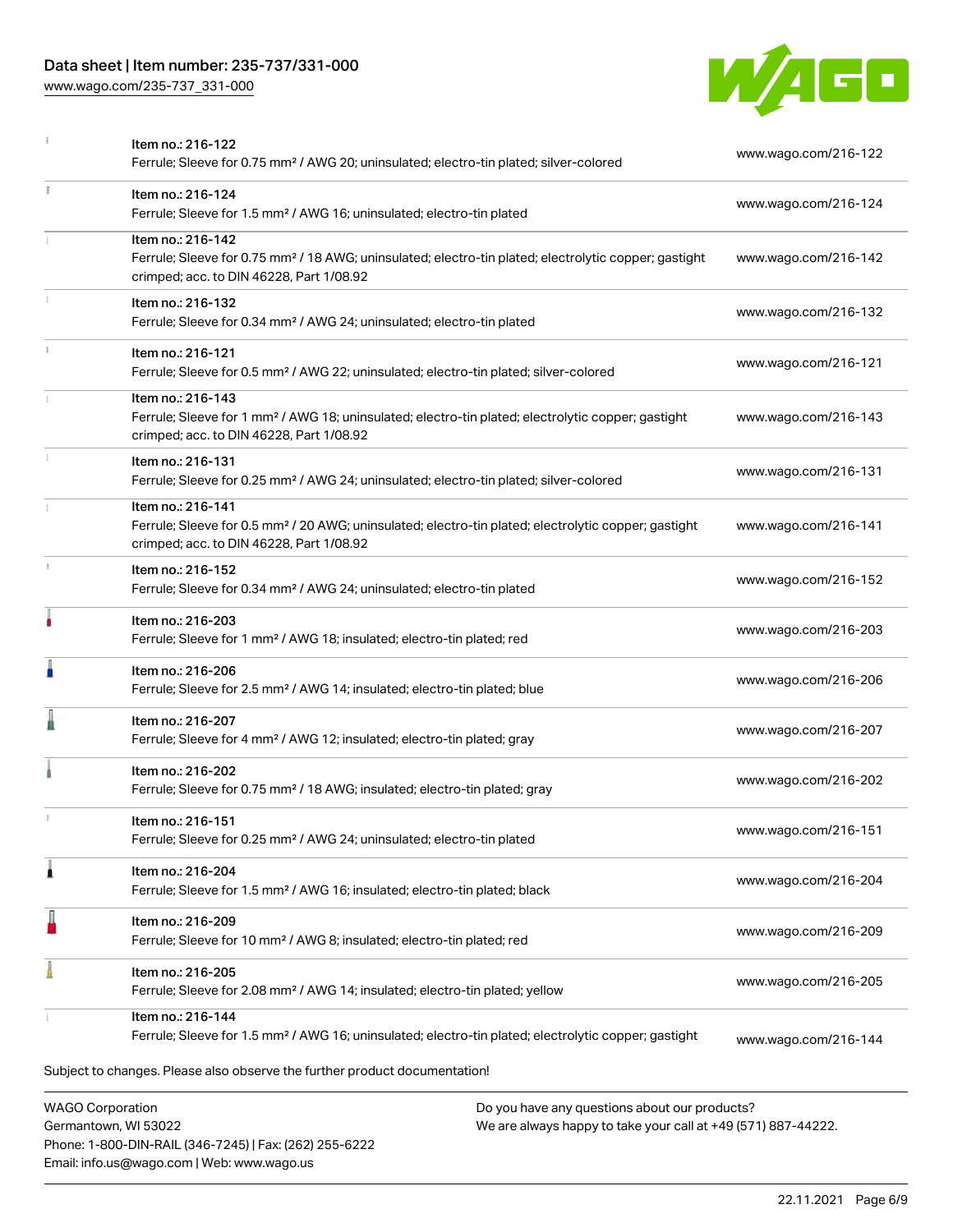| | | |
|---|---|---|
| | Item no.: 216-122<br>Ferrule; Sleeve for 0.75 mm² / AWG 20; uninsulated; electro-tin plated; silver-colored | www.wago.com/216-122 |
| | Item no.: 216-124<br>Ferrule; Sleeve for 1.5 mm² / AWG 16; uninsulated; electro-tin plated | www.wago.com/216-124 |
| | Item no.: 216-142<br>Ferrule; Sleeve for 0.75 mm² / 18 AWG; uninsulated; electro-tin plated; electrolytic copper; gastight crimped; acc. to DIN 46228, Part 1/08.92 | www.wago.com/216-142 |
| | Item no.: 216-132<br>Ferrule; Sleeve for 0.34 mm² / AWG 24; uninsulated; electro-tin plated | www.wago.com/216-132 |
| | Item no.: 216-121<br>Ferrule; Sleeve for 0.5 mm² / AWG 22; uninsulated; electro-tin plated; silver-colored | www.wago.com/216-121 |
| | Item no.: 216-143<br>Ferrule; Sleeve for 1 mm² / AWG 18; uninsulated; electro-tin plated; electrolytic copper; gastight crimped; acc. to DIN 46228, Part 1/08.92 | www.wago.com/216-143 |
| | Item no.: 216-131<br>Ferrule; Sleeve for 0.25 mm² / AWG 24; uninsulated; electro-tin plated; silver-colored | www.wago.com/216-131 |
| | Item no.: 216-141<br>Ferrule; Sleeve for 0.5 mm² / 20 AWG; uninsulated; electro-tin plated; electrolytic copper; gastight crimped; acc. to DIN 46228, Part 1/08.92 | www.wago.com/216-141 |
| | Item no.: 216-152<br>Ferrule; Sleeve for 0.34 mm² / AWG 24; uninsulated; electro-tin plated | www.wago.com/216-152 |
| | Item no.: 216-203<br>Ferrule; Sleeve for 1 mm² / AWG 18; insulated; electro-tin plated; red | www.wago.com/216-203 |
| | Item no.: 216-206<br>Ferrule; Sleeve for 2.5 mm² / AWG 14; insulated; electro-tin plated; blue | www.wago.com/216-206 |
| | Item no.: 216-207<br>Ferrule; Sleeve for 4 mm² / AWG 12; insulated; electro-tin plated; gray | www.wago.com/216-207 |
| | Item no.: 216-202<br>Ferrule; Sleeve for 0.75 mm² / 18 AWG; insulated; electro-tin plated; gray | www.wago.com/216-202 |
| | Item no.: 216-151<br>Ferrule; Sleeve for 0.25 mm² / AWG 24; uninsulated; electro-tin plated | www.wago.com/216-151 |
| | Item no.: 216-204<br>Ferrule; Sleeve for 1.5 mm² / AWG 16; insulated; electro-tin plated; black | www.wago.com/216-204 |
| | Item no.: 216-209<br>Ferrule; Sleeve for 10 mm² / AWG 8; insulated; electro-tin plated; red | www.wago.com/216-209 |
| | Item no.: 216-205<br>Ferrule; Sleeve for 2.08 mm² / AWG 14; insulated; electro-tin plated; yellow | www.wago.com/216-205 |
| | Item no.: 216-144<br>Ferrule; Sleeve for 1.5 mm² / AWG 16; uninsulated; electro-tin plated; electrolytic copper; gastight | www.wago.com/216-144 |

Subject to changes. Please also observe the further product documentation!

WAGO Corporation
Germantown, WI 53022
Phone: 1-800-DIN-RAIL (346-7245) | Fax: (262) 255-6222
Email: info.us@wago.com | Web: www.wago.us

Do you have any questions about our products?
We are always happy to take your call at +49 (571) 887-44222.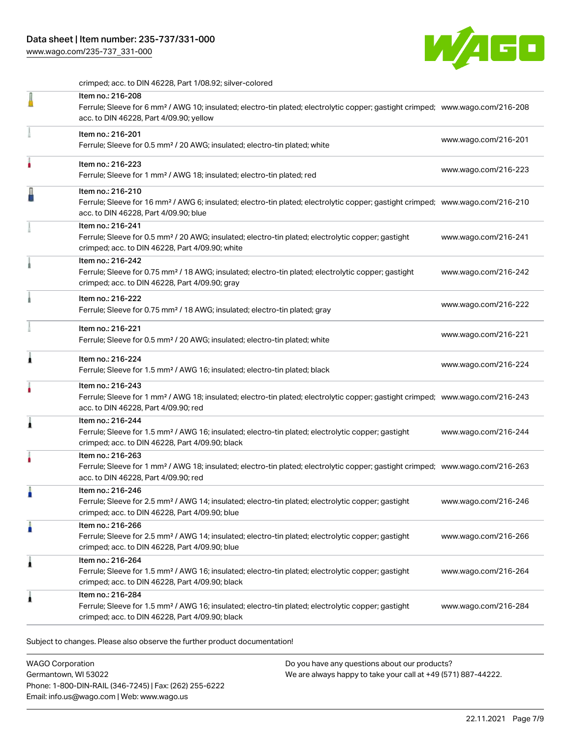crimped; acc. to DIN 46228, Part 1/08.92; silver-colored

| | | |
|---|---|---|
| | Item no.: 216-208<br>Ferrule; Sleeve for 6 mm² / AWG 10; insulated; electro-tin plated; electrolytic copper; gastight crimped; acc. to DIN 46228, Part 4/09.90; yellow | www.wago.com/216-208 |
| | Item no.: 216-201<br>Ferrule; Sleeve for 0.5 mm² / 20 AWG; insulated; electro-tin plated; white | www.wago.com/216-201 |
| | Item no.: 216-223<br>Ferrule; Sleeve for 1 mm² / AWG 18; insulated; electro-tin plated; red | www.wago.com/216-223 |
| | Item no.: 216-210<br>Ferrule; Sleeve for 16 mm² / AWG 6; insulated; electro-tin plated; electrolytic copper; gastight crimped; acc. to DIN 46228, Part 4/09.90; blue | www.wago.com/216-210 |
| | Item no.: 216-241<br>Ferrule; Sleeve for 0.5 mm² / 20 AWG; insulated; electro-tin plated; electrolytic copper; gastight crimped; acc. to DIN 46228, Part 4/09.90; white | www.wago.com/216-241 |
| | Item no.: 216-242<br>Ferrule; Sleeve for 0.75 mm² / 18 AWG; insulated; electro-tin plated; electrolytic copper; gastight crimped; acc. to DIN 46228, Part 4/09.90; gray | www.wago.com/216-242 |
| | Item no.: 216-222<br>Ferrule; Sleeve for 0.75 mm² / 18 AWG; insulated; electro-tin plated; gray | www.wago.com/216-222 |
| | Item no.: 216-221<br>Ferrule; Sleeve for 0.5 mm² / 20 AWG; insulated; electro-tin plated; white | www.wago.com/216-221 |
| | Item no.: 216-224<br>Ferrule; Sleeve for 1.5 mm² / AWG 16; insulated; electro-tin plated; black | www.wago.com/216-224 |
| | Item no.: 216-243<br>Ferrule; Sleeve for 1 mm² / AWG 18; insulated; electro-tin plated; electrolytic copper; gastight crimped; acc. to DIN 46228, Part 4/09.90; red | www.wago.com/216-243 |
| | Item no.: 216-244<br>Ferrule; Sleeve for 1.5 mm² / AWG 16; insulated; electro-tin plated; electrolytic copper; gastight crimped; acc. to DIN 46228, Part 4/09.90; black | www.wago.com/216-244 |
| | Item no.: 216-263<br>Ferrule; Sleeve for 1 mm² / AWG 18; insulated; electro-tin plated; electrolytic copper; gastight crimped; acc. to DIN 46228, Part 4/09.90; red | www.wago.com/216-263 |
| | Item no.: 216-246<br>Ferrule; Sleeve for 2.5 mm² / AWG 14; insulated; electro-tin plated; electrolytic copper; gastight crimped; acc. to DIN 46228, Part 4/09.90; blue | www.wago.com/216-246 |
| | Item no.: 216-266<br>Ferrule; Sleeve for 2.5 mm² / AWG 14; insulated; electro-tin plated; electrolytic copper; gastight crimped; acc. to DIN 46228, Part 4/09.90; blue | www.wago.com/216-266 |
| | Item no.: 216-264<br>Ferrule; Sleeve for 1.5 mm² / AWG 16; insulated; electro-tin plated; electrolytic copper; gastight crimped; acc. to DIN 46228, Part 4/09.90; black | www.wago.com/216-264 |
| | Item no.: 216-284<br>Ferrule; Sleeve for 1.5 mm² / AWG 16; insulated; electro-tin plated; electrolytic copper; gastight crimped; acc. to DIN 46228, Part 4/09.90; black | www.wago.com/216-284 |

Subject to changes. Please also observe the further product documentation!

WAGO Corporation
Germantown, WI 53022
Phone: 1-800-DIN-RAIL (346-7245) | Fax: (262) 255-6222
Email: info.us@wago.com | Web: www.wago.us

Do you have any questions about our products?
We are always happy to take your call at +49 (571) 887-44222.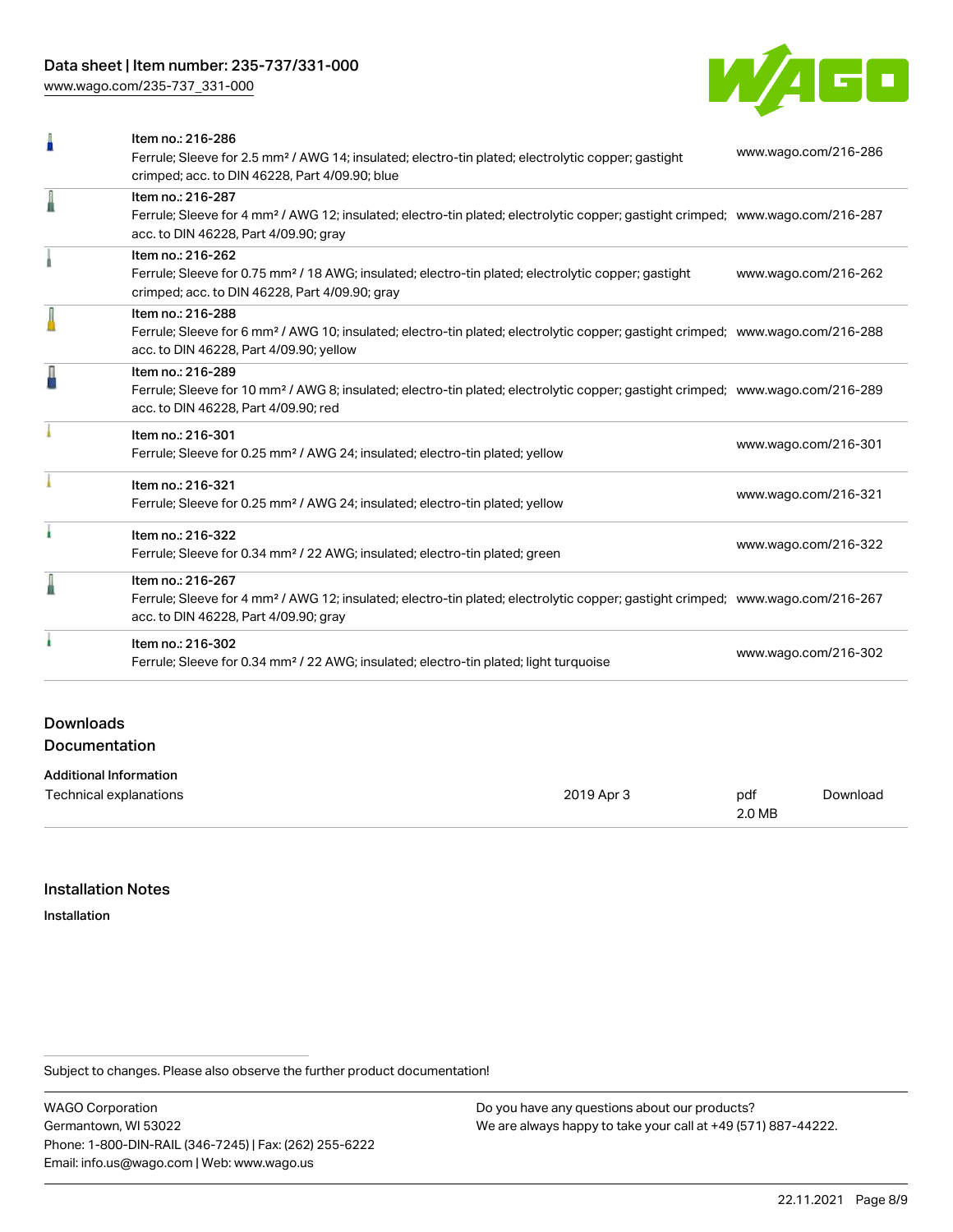| Item | Description | Link |
| --- | --- | --- |
| Item no.: 216-286 | Ferrule; Sleeve for 2.5 mm² / AWG 14; insulated; electro-tin plated; electrolytic copper; gastight crimped; acc. to DIN 46228, Part 4/09.90; blue | www.wago.com/216-286 |
| Item no.: 216-287 | Ferrule; Sleeve for 4 mm² / AWG 12; insulated; electro-tin plated; electrolytic copper; gastight crimped; acc. to DIN 46228, Part 4/09.90; gray | www.wago.com/216-287 |
| Item no.: 216-262 | Ferrule; Sleeve for 0.75 mm² / 18 AWG; insulated; electro-tin plated; electrolytic copper; gastight crimped; acc. to DIN 46228, Part 4/09.90; gray | www.wago.com/216-262 |
| Item no.: 216-288 | Ferrule; Sleeve for 6 mm² / AWG 10; insulated; electro-tin plated; electrolytic copper; gastight crimped; acc. to DIN 46228, Part 4/09.90; yellow | www.wago.com/216-288 |
| Item no.: 216-289 | Ferrule; Sleeve for 10 mm² / AWG 8; insulated; electro-tin plated; electrolytic copper; gastight crimped; acc. to DIN 46228, Part 4/09.90; red | www.wago.com/216-289 |
| Item no.: 216-301 | Ferrule; Sleeve for 0.25 mm² / AWG 24; insulated; electro-tin plated; yellow | www.wago.com/216-301 |
| Item no.: 216-321 | Ferrule; Sleeve for 0.25 mm² / AWG 24; insulated; electro-tin plated; yellow | www.wago.com/216-321 |
| Item no.: 216-322 | Ferrule; Sleeve for 0.34 mm² / 22 AWG; insulated; electro-tin plated; green | www.wago.com/216-322 |
| Item no.: 216-267 | Ferrule; Sleeve for 4 mm² / AWG 12; insulated; electro-tin plated; electrolytic copper; gastight crimped; acc. to DIN 46228, Part 4/09.90; gray | www.wago.com/216-267 |
| Item no.: 216-302 | Ferrule; Sleeve for 0.34 mm² / 22 AWG; insulated; electro-tin plated; light turquoise | www.wago.com/216-302 |

## Downloads

### Documentation

**Additional Information**

| | | | |
| --- | --- | --- | --- |
| Technical explanations | 2019 Apr 3 | pdf 2.0 MB | Download |

## Installation Notes

**Installation**

Subject to changes. Please also observe the further product documentation!

WAGO Corporation
Germantown, WI 53022
Phone: 1-800-DIN-RAIL (346-7245) | Fax: (262) 255-6222
Email: info.us@wago.com | Web: www.wago.us

Do you have any questions about our products?
We are always happy to take your call at +49 (571) 887-44222.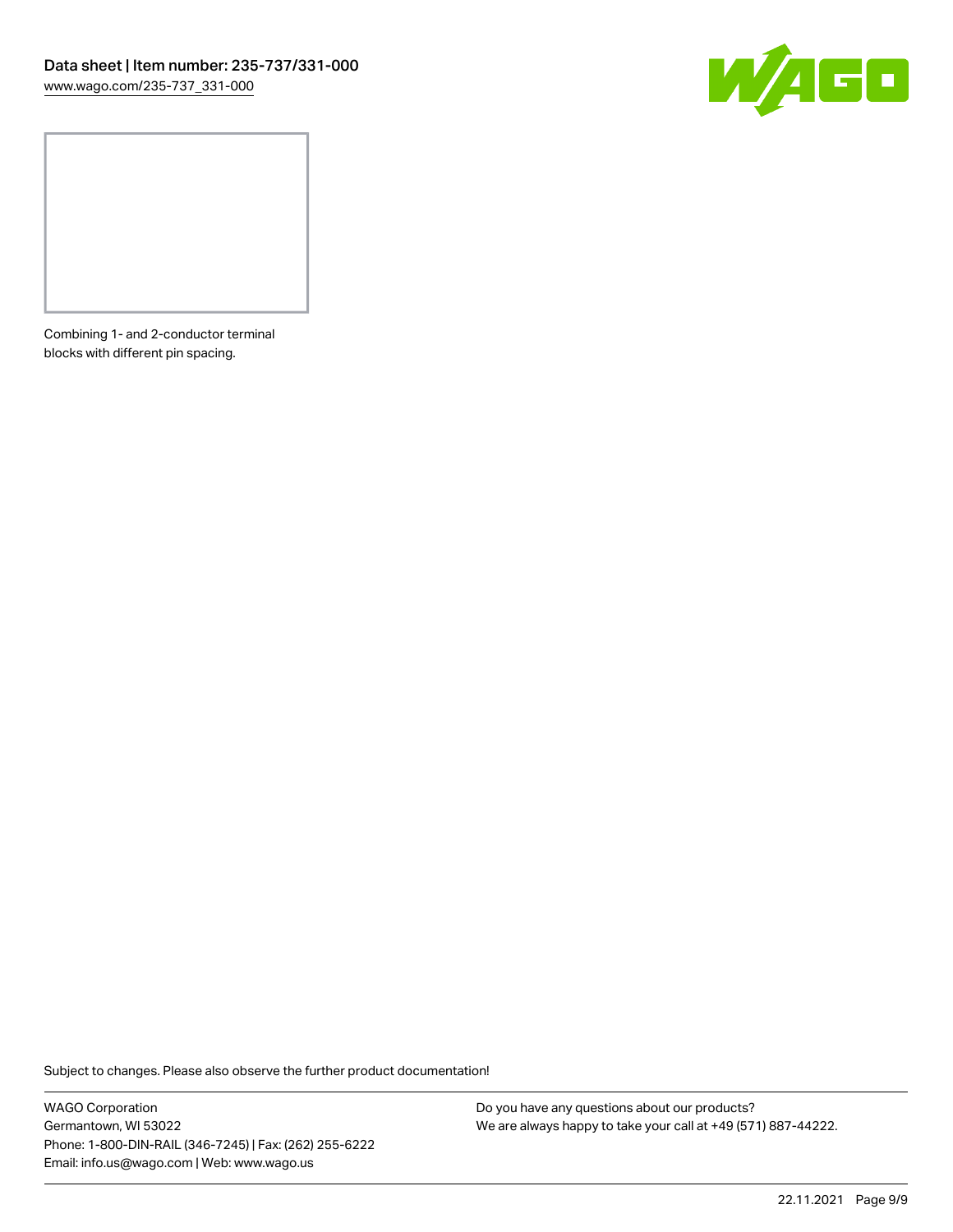Combining 1- and 2-conductor terminal blocks with different pin spacing.

Subject to changes. Please also observe the further product documentation!

WAGO Corporation
Germantown, WI 53022
Phone: 1-800-DIN-RAIL (346-7245) | Fax: (262) 255-6222
Email: info.us@wago.com | Web: www.wago.us

Do you have any questions about our products?
We are always happy to take your call at +49 (571) 887-44222.